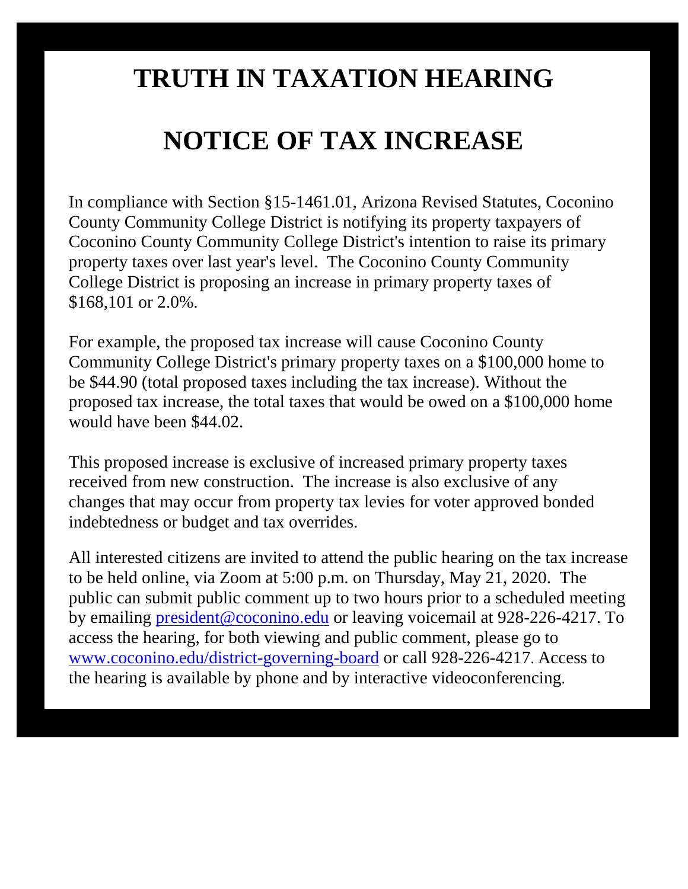# TRUTH IN TAXATION HEARING

# NOTICE OF TAX INCREASE

In compliance with Section §15-1461.01, Arizona Revised Statutes, Coconino County Community College District is notifying its property taxpayers of Coconino County Community College District's intention to raise its primary property taxes over last year's level. The Coconino County Community College District is proposing an increase in primary property taxes of $168,101 or 2.0%.

For example, the proposed tax increase will cause Coconino County Community College District's primary property taxes on a $100,000 home to be $44.90 (total proposed taxes including the tax increase). Without the proposed tax increase, the total taxes that would be owed on a $100,000 home would have been $44.02.

This proposed increase is exclusive of increased primary property taxes received from new construction. The increase is also exclusive of any changes that may occur from property tax levies for voter approved bonded indebtedness or budget and tax overrides.

All interested citizens are invited to attend the public hearing on the tax increase to be held online, via Zoom at 5:00 p.m. on Thursday, May 21, 2020. The public can submit public comment up to two hours prior to a scheduled meeting by emailing [president@coconino.edu](mailto:president@coconino.edu) or leaving voicemail at 928-226-4217. To access the hearing, for both viewing and public comment, please go to [www.coconino.edu/district-governing-board](http://www.coconino.edu/district-governing-board) or call 928-226-4217. Access to the hearing is available by phone and by interactive videoconferencing.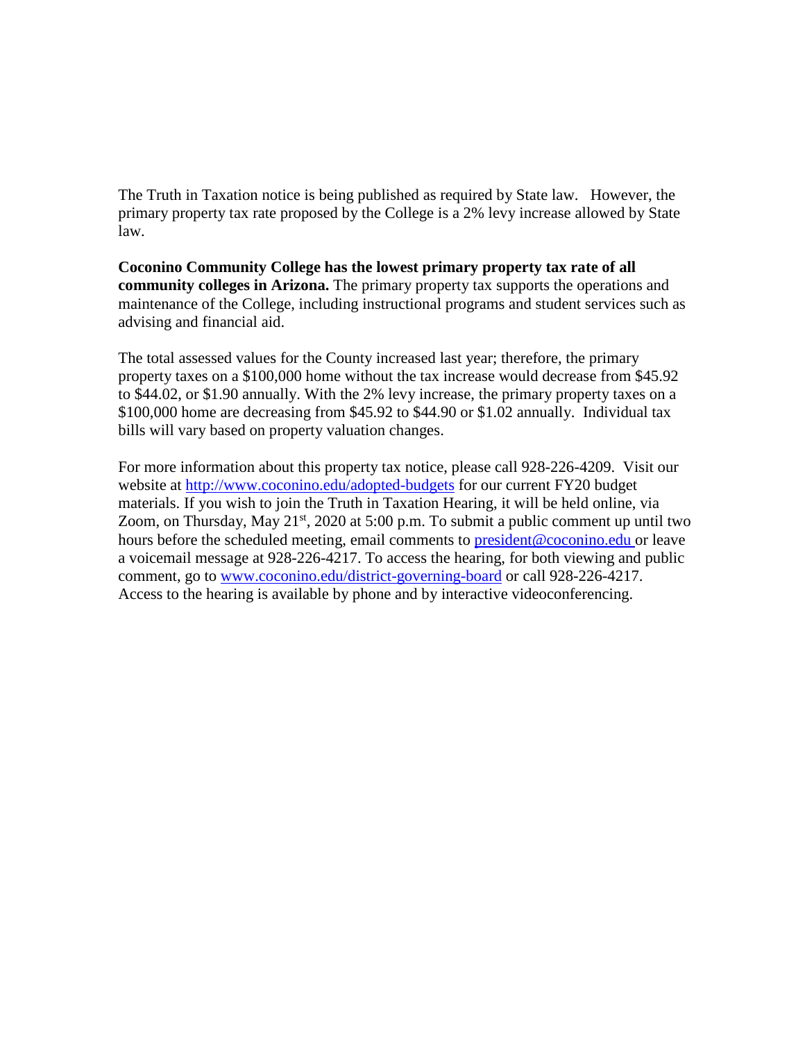The Truth in Taxation notice is being published as required by State law. However, the primary property tax rate proposed by the College is a 2% levy increase allowed by State law.

**Coconino Community College has the lowest primary property tax rate of all community colleges in Arizona.** The primary property tax supports the operations and maintenance of the College, including instructional programs and student services such as advising and financial aid.

The total assessed values for the County increased last year; therefore, the primary property taxes on a $100,000 home without the tax increase would decrease from $45.92 to $44.02, or $1.90 annually. With the 2% levy increase, the primary property taxes on a $100,000 home are decreasing from $45.92 to $44.90 or $1.02 annually. Individual tax bills will vary based on property valuation changes.

For more information about this property tax notice, please call 928-226-4209. Visit our website at http://www.coconino.edu/adopted-budgets for our current FY20 budget materials. If you wish to join the Truth in Taxation Hearing, it will be held online, via Zoom, on Thursday, May 21st, 2020 at 5:00 p.m. To submit a public comment up until two hours before the scheduled meeting, email comments to president@coconino.edu or leave a voicemail message at 928-226-4217. To access the hearing, for both viewing and public comment, go to www.coconino.edu/district-governing-board or call 928-226-4217. Access to the hearing is available by phone and by interactive videoconferencing.